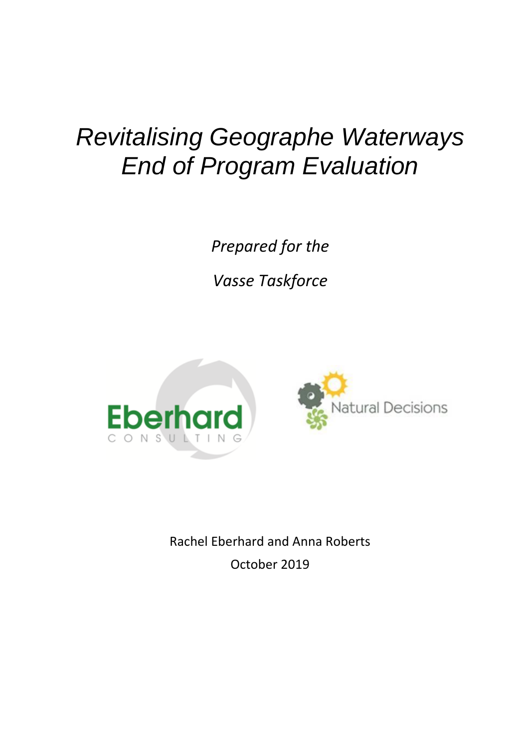# *Revitalising Geographe Waterways End of Program Evaluation*

*Prepared for the*

*Vasse Taskforce*

Rachel Eberhard and Anna Roberts

October 2019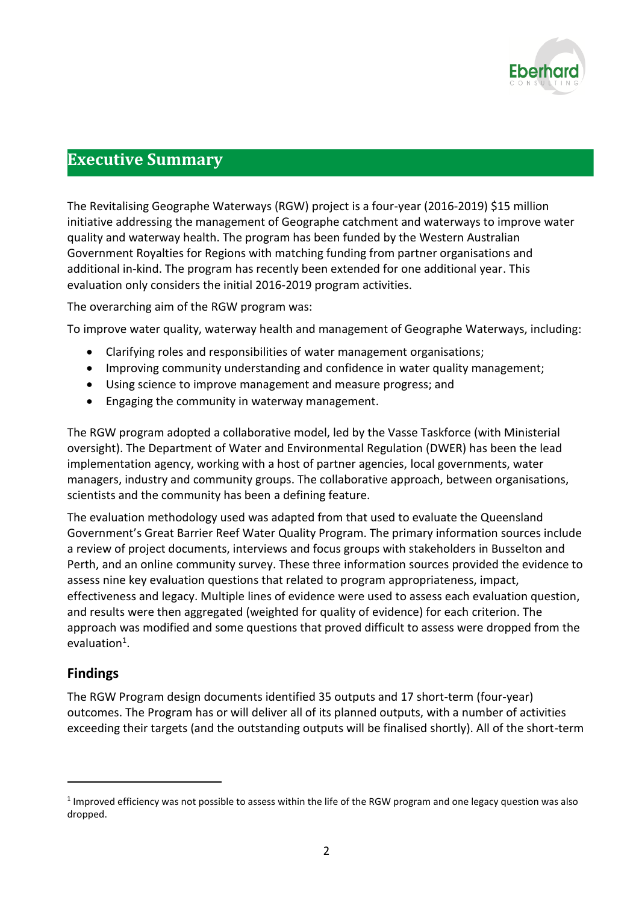# Executive Summary

The Revitalising Geographe Waterways (RGW) project is a four-year (2016-2019) $15 million initiative addressing the management of Geographe catchment and waterways to improve water quality and waterway health. The program has been funded by the Western Australian Government Royalties for Regions with matching funding from partner organisations and additional in-kind. The program has recently been extended for one additional year. This evaluation only considers the initial 2016-2019 program activities.

The overarching aim of the RGW program was:

To improve water quality, waterway health and management of Geographe Waterways, including:

- Clarifying roles and responsibilities of water management organisations;
- Improving community understanding and confidence in water quality management;
- Using science to improve management and measure progress; and
- Engaging the community in waterway management.

The RGW program adopted a collaborative model, led by the Vasse Taskforce (with Ministerial oversight). The Department of Water and Environmental Regulation (DWER) has been the lead implementation agency, working with a host of partner agencies, local governments, water managers, industry and community groups. The collaborative approach, between organisations, scientists and the community has been a defining feature.

The evaluation methodology used was adapted from that used to evaluate the Queensland Government's Great Barrier Reef Water Quality Program. The primary information sources include a review of project documents, interviews and focus groups with stakeholders in Busselton and Perth, and an online community survey. These three information sources provided the evidence to assess nine key evaluation questions that related to program appropriateness, impact, effectiveness and legacy. Multiple lines of evidence were used to assess each evaluation question, and results were then aggregated (weighted for quality of evidence) for each criterion. The approach was modified and some questions that proved difficult to assess were dropped from the evaluation[1].

## Findings

The RGW Program design documents identified 35 outputs and 17 short-term (four-year) outcomes. The Program has or will deliver all of its planned outputs, with a number of activities exceeding their targets (and the outstanding outputs will be finalised shortly). All of the short-term

[1] Improved efficiency was not possible to assess within the life of the RGW program and one legacy question was also dropped.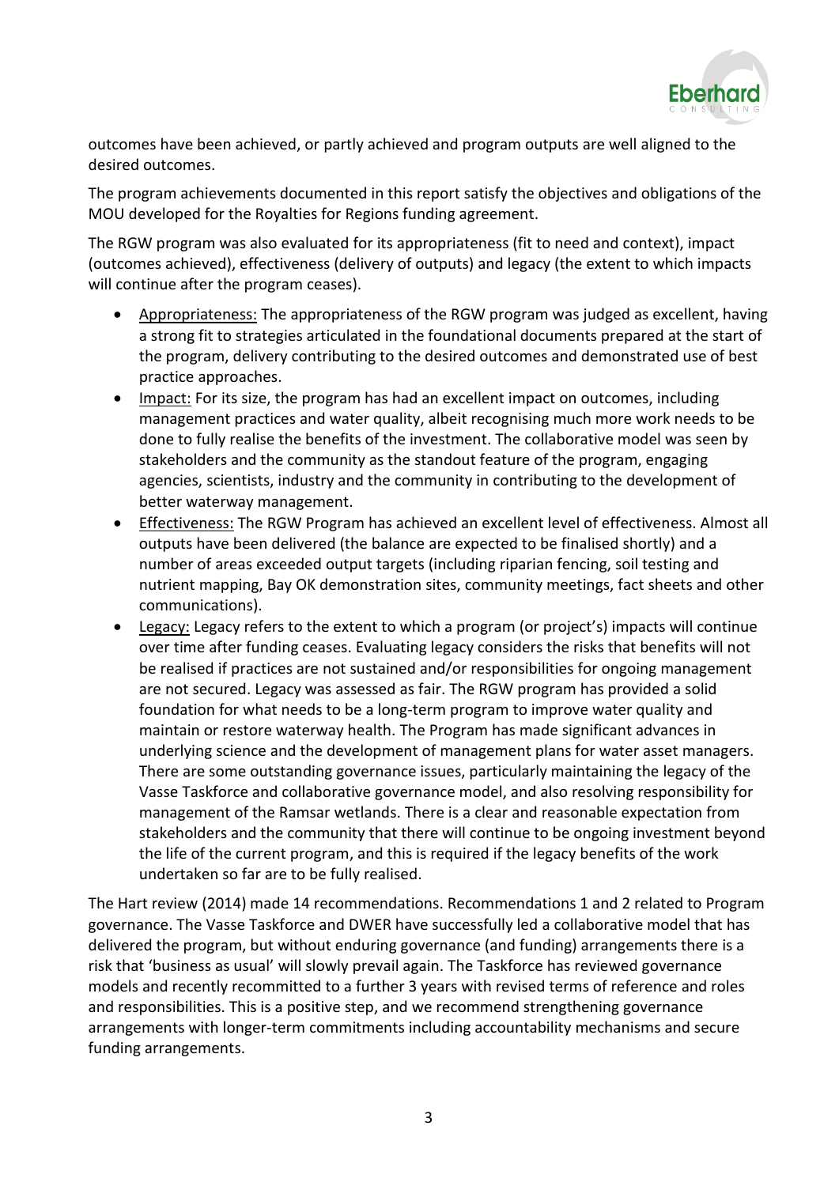outcomes have been achieved, or partly achieved and program outputs are well aligned to the desired outcomes.

The program achievements documented in this report satisfy the objectives and obligations of the MOU developed for the Royalties for Regions funding agreement.

The RGW program was also evaluated for its appropriateness (fit to need and context), impact (outcomes achieved), effectiveness (delivery of outputs) and legacy (the extent to which impacts will continue after the program ceases).

- Appropriateness: The appropriateness of the RGW program was judged as excellent, having a strong fit to strategies articulated in the foundational documents prepared at the start of the program, delivery contributing to the desired outcomes and demonstrated use of best practice approaches.
- Impact: For its size, the program has had an excellent impact on outcomes, including management practices and water quality, albeit recognising much more work needs to be done to fully realise the benefits of the investment. The collaborative model was seen by stakeholders and the community as the standout feature of the program, engaging agencies, scientists, industry and the community in contributing to the development of better waterway management.
- Effectiveness: The RGW Program has achieved an excellent level of effectiveness. Almost all outputs have been delivered (the balance are expected to be finalised shortly) and a number of areas exceeded output targets (including riparian fencing, soil testing and nutrient mapping, Bay OK demonstration sites, community meetings, fact sheets and other communications).
- Legacy: Legacy refers to the extent to which a program (or project's) impacts will continue over time after funding ceases. Evaluating legacy considers the risks that benefits will not be realised if practices are not sustained and/or responsibilities for ongoing management are not secured. Legacy was assessed as fair. The RGW program has provided a solid foundation for what needs to be a long-term program to improve water quality and maintain or restore waterway health. The Program has made significant advances in underlying science and the development of management plans for water asset managers. There are some outstanding governance issues, particularly maintaining the legacy of the Vasse Taskforce and collaborative governance model, and also resolving responsibility for management of the Ramsar wetlands. There is a clear and reasonable expectation from stakeholders and the community that there will continue to be ongoing investment beyond the life of the current program, and this is required if the legacy benefits of the work undertaken so far are to be fully realised.

The Hart review (2014) made 14 recommendations. Recommendations 1 and 2 related to Program governance. The Vasse Taskforce and DWER have successfully led a collaborative model that has delivered the program, but without enduring governance (and funding) arrangements there is a risk that 'business as usual' will slowly prevail again. The Taskforce has reviewed governance models and recently recommitted to a further 3 years with revised terms of reference and roles and responsibilities. This is a positive step, and we recommend strengthening governance arrangements with longer-term commitments including accountability mechanisms and secure funding arrangements.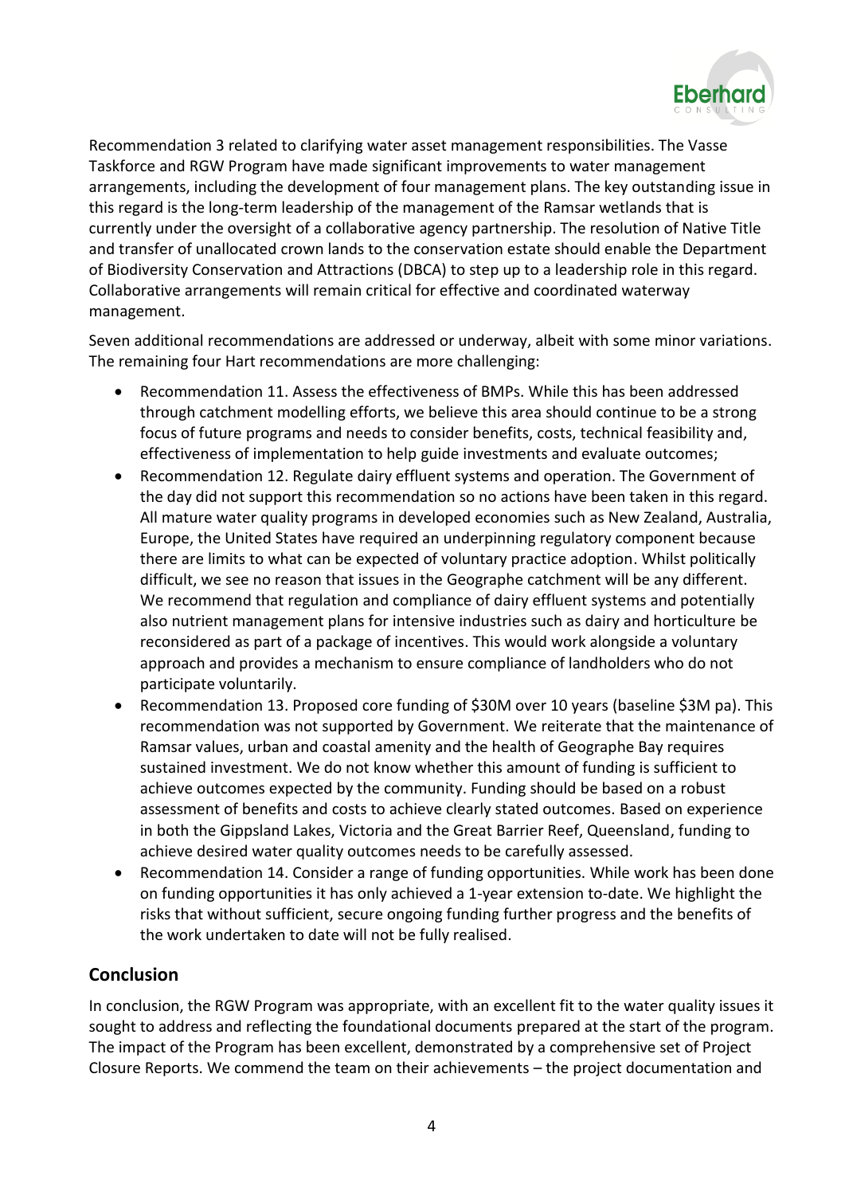Recommendation 3 related to clarifying water asset management responsibilities. The Vasse Taskforce and RGW Program have made significant improvements to water management arrangements, including the development of four management plans. The key outstanding issue in this regard is the long-term leadership of the management of the Ramsar wetlands that is currently under the oversight of a collaborative agency partnership. The resolution of Native Title and transfer of unallocated crown lands to the conservation estate should enable the Department of Biodiversity Conservation and Attractions (DBCA) to step up to a leadership role in this regard. Collaborative arrangements will remain critical for effective and coordinated waterway management.

Seven additional recommendations are addressed or underway, albeit with some minor variations. The remaining four Hart recommendations are more challenging:

- Recommendation 11. Assess the effectiveness of BMPs. While this has been addressed through catchment modelling efforts, we believe this area should continue to be a strong focus of future programs and needs to consider benefits, costs, technical feasibility and, effectiveness of implementation to help guide investments and evaluate outcomes;
- Recommendation 12. Regulate dairy effluent systems and operation. The Government of the day did not support this recommendation so no actions have been taken in this regard. All mature water quality programs in developed economies such as New Zealand, Australia, Europe, the United States have required an underpinning regulatory component because there are limits to what can be expected of voluntary practice adoption. Whilst politically difficult, we see no reason that issues in the Geographe catchment will be any different. We recommend that regulation and compliance of dairy effluent systems and potentially also nutrient management plans for intensive industries such as dairy and horticulture be reconsidered as part of a package of incentives. This would work alongside a voluntary approach and provides a mechanism to ensure compliance of landholders who do not participate voluntarily.
- Recommendation 13. Proposed core funding of \$30M over 10 years (baseline \$3M pa). This recommendation was not supported by Government. We reiterate that the maintenance of Ramsar values, urban and coastal amenity and the health of Geographe Bay requires sustained investment. We do not know whether this amount of funding is sufficient to achieve outcomes expected by the community. Funding should be based on a robust assessment of benefits and costs to achieve clearly stated outcomes. Based on experience in both the Gippsland Lakes, Victoria and the Great Barrier Reef, Queensland, funding to achieve desired water quality outcomes needs to be carefully assessed.
- Recommendation 14. Consider a range of funding opportunities. While work has been done on funding opportunities it has only achieved a 1-year extension to-date. We highlight the risks that without sufficient, secure ongoing funding further progress and the benefits of the work undertaken to date will not be fully realised.

## Conclusion

In conclusion, the RGW Program was appropriate, with an excellent fit to the water quality issues it sought to address and reflecting the foundational documents prepared at the start of the program. The impact of the Program has been excellent, demonstrated by a comprehensive set of Project Closure Reports. We commend the team on their achievements – the project documentation and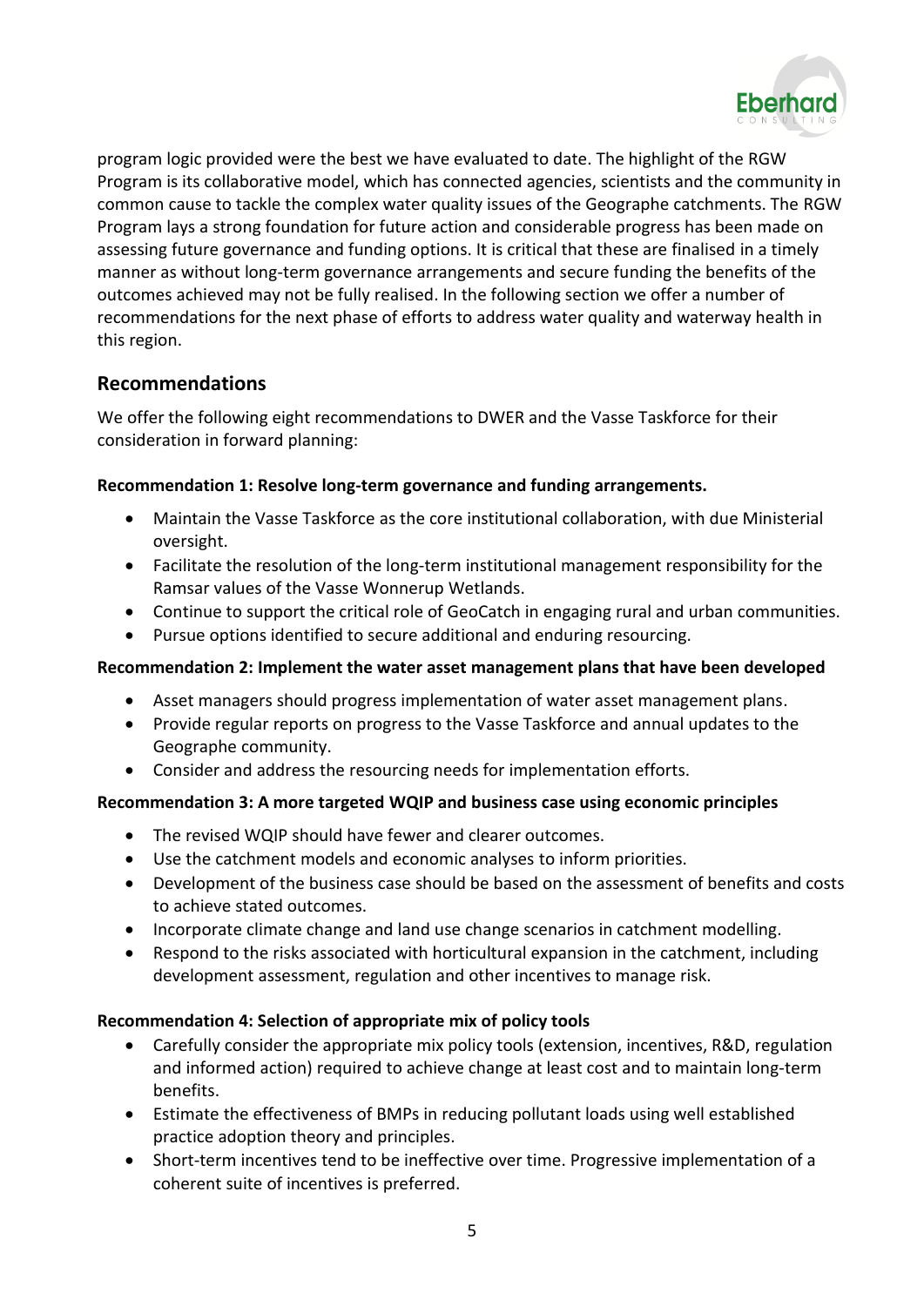program logic provided were the best we have evaluated to date. The highlight of the RGW Program is its collaborative model, which has connected agencies, scientists and the community in common cause to tackle the complex water quality issues of the Geographe catchments. The RGW Program lays a strong foundation for future action and considerable progress has been made on assessing future governance and funding options. It is critical that these are finalised in a timely manner as without long-term governance arrangements and secure funding the benefits of the outcomes achieved may not be fully realised. In the following section we offer a number of recommendations for the next phase of efforts to address water quality and waterway health in this region.

## Recommendations

We offer the following eight recommendations to DWER and the Vasse Taskforce for their consideration in forward planning:

**Recommendation 1: Resolve long-term governance and funding arrangements.**

- Maintain the Vasse Taskforce as the core institutional collaboration, with due Ministerial oversight.
- Facilitate the resolution of the long-term institutional management responsibility for the Ramsar values of the Vasse Wonnerup Wetlands.
- Continue to support the critical role of GeoCatch in engaging rural and urban communities.
- Pursue options identified to secure additional and enduring resourcing.

**Recommendation 2: Implement the water asset management plans that have been developed**

- Asset managers should progress implementation of water asset management plans.
- Provide regular reports on progress to the Vasse Taskforce and annual updates to the Geographe community.
- Consider and address the resourcing needs for implementation efforts.

**Recommendation 3: A more targeted WQIP and business case using economic principles**

- The revised WQIP should have fewer and clearer outcomes.
- Use the catchment models and economic analyses to inform priorities.
- Development of the business case should be based on the assessment of benefits and costs to achieve stated outcomes.
- Incorporate climate change and land use change scenarios in catchment modelling.
- Respond to the risks associated with horticultural expansion in the catchment, including development assessment, regulation and other incentives to manage risk.

**Recommendation 4: Selection of appropriate mix of policy tools**

- Carefully consider the appropriate mix policy tools (extension, incentives, R&D, regulation and informed action) required to achieve change at least cost and to maintain long-term benefits.
- Estimate the effectiveness of BMPs in reducing pollutant loads using well established practice adoption theory and principles.
- Short-term incentives tend to be ineffective over time. Progressive implementation of a coherent suite of incentives is preferred.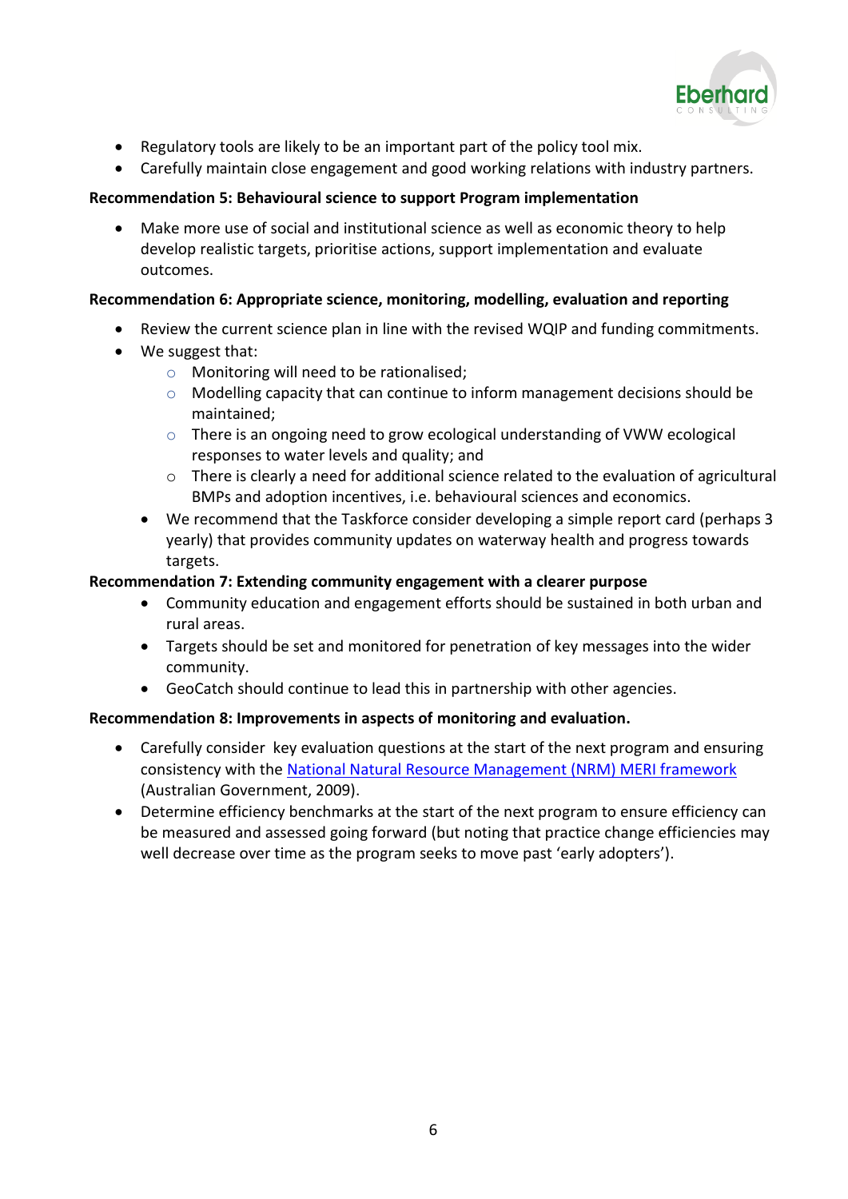- Regulatory tools are likely to be an important part of the policy tool mix.
- Carefully maintain close engagement and good working relations with industry partners.

**Recommendation 5: Behavioural science to support Program implementation**

- Make more use of social and institutional science as well as economic theory to help develop realistic targets, prioritise actions, support implementation and evaluate outcomes.

**Recommendation 6: Appropriate science, monitoring, modelling, evaluation and reporting**

- Review the current science plan in line with the revised WQIP and funding commitments.
- We suggest that:
  - Monitoring will need to be rationalised;
  - Modelling capacity that can continue to inform management decisions should be maintained;
  - There is an ongoing need to grow ecological understanding of VWW ecological responses to water levels and quality; and
  - There is clearly a need for additional science related to the evaluation of agricultural BMPs and adoption incentives, i.e. behavioural sciences and economics.
- We recommend that the Taskforce consider developing a simple report card (perhaps 3 yearly) that provides community updates on waterway health and progress towards targets.

**Recommendation 7: Extending community engagement with a clearer purpose**

- Community education and engagement efforts should be sustained in both urban and rural areas.
- Targets should be set and monitored for penetration of key messages into the wider community.
- GeoCatch should continue to lead this in partnership with other agencies.

**Recommendation 8: Improvements in aspects of monitoring and evaluation.**

- Carefully consider key evaluation questions at the start of the next program and ensuring consistency with the National Natural Resource Management (NRM) MERI framework (Australian Government, 2009).
- Determine efficiency benchmarks at the start of the next program to ensure efficiency can be measured and assessed going forward (but noting that practice change efficiencies may well decrease over time as the program seeks to move past 'early adopters').